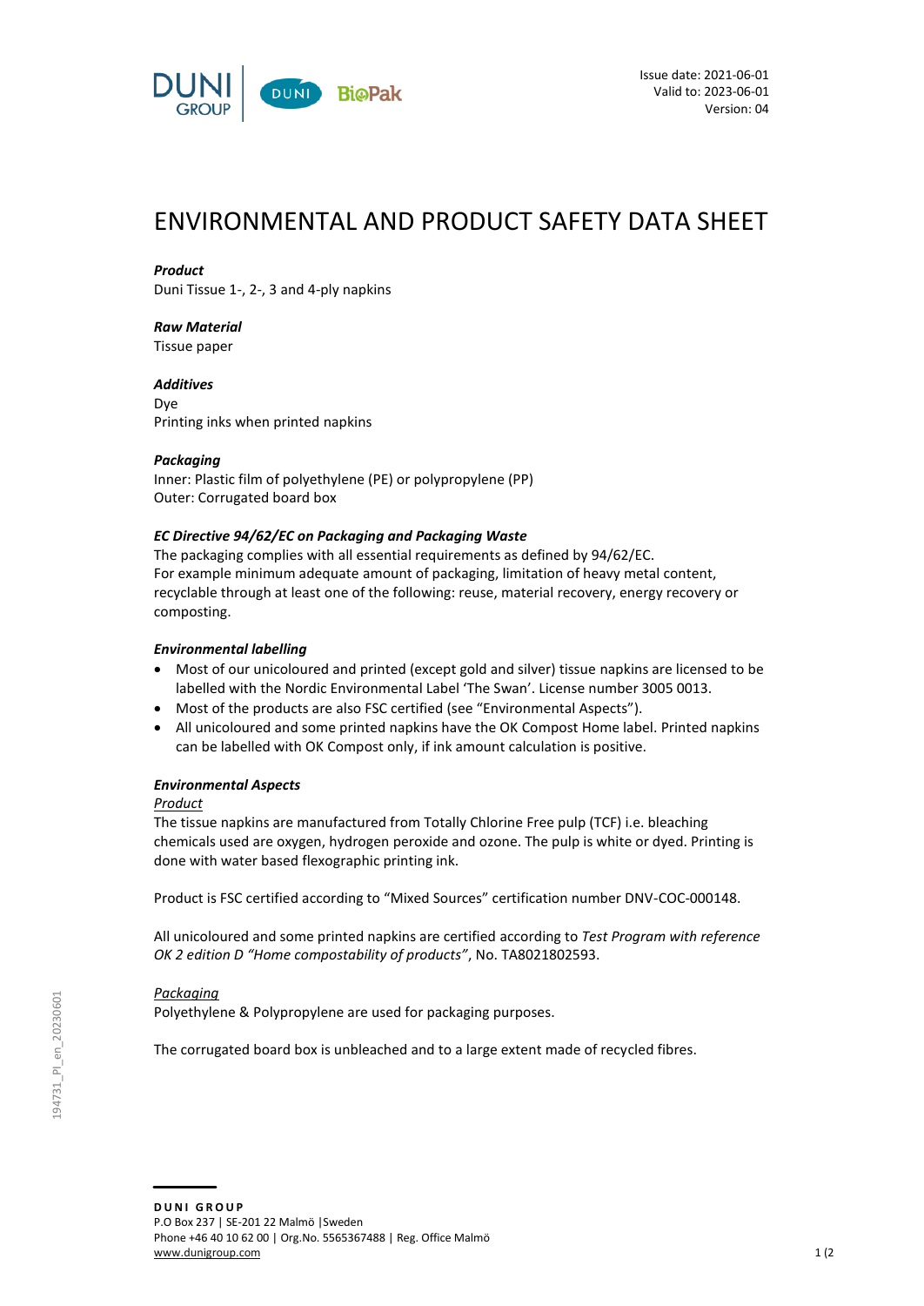Issue date: 2021-06-01
Valid to: 2023-06-01
Version: 04

# ENVIRONMENTAL AND PRODUCT SAFETY DATA SHEET

***Product***
Duni Tissue 1-, 2-, 3 and 4-ply napkins

***Raw Material***
Tissue paper

***Additives***
Dye
Printing inks when printed napkins

***Packaging***
Inner: Plastic film of polyethylene (PE) or polypropylene (PP)
Outer: Corrugated board box

***EC Directive 94/62/EC on Packaging and Packaging Waste***
The packaging complies with all essential requirements as defined by 94/62/EC.
For example minimum adequate amount of packaging, limitation of heavy metal content, recyclable through at least one of the following: reuse, material recovery, energy recovery or composting.

***Environmental labelling***

- Most of our unicoloured and printed (except gold and silver) tissue napkins are licensed to be labelled with the Nordic Environmental Label 'The Swan'. License number 3005 0013.
- Most of the products are also FSC certified (see "Environmental Aspects").
- All unicoloured and some printed napkins have the OK Compost Home label. Printed napkins can be labelled with OK Compost only, if ink amount calculation is positive.

***Environmental Aspects***

Product

The tissue napkins are manufactured from Totally Chlorine Free pulp (TCF) i.e. bleaching chemicals used are oxygen, hydrogen peroxide and ozone. The pulp is white or dyed. Printing is done with water based flexographic printing ink.

Product is FSC certified according to "Mixed Sources" certification number DNV-COC-000148.

All unicoloured and some printed napkins are certified according to *Test Program with reference OK 2 edition D "Home compostability of products"*, No. TA8021802593.

Packaging

Polyethylene & Polypropylene are used for packaging purposes.

The corrugated board box is unbleached and to a large extent made of recycled fibres.

194731_PI_en_20230601

**DUNI GROUP**
P.O Box 237 | SE-201 22 Malmö |Sweden
Phone +46 40 10 62 00 | Org.No. 5565367488 | Reg. Office Malmö
www.dunigroup.com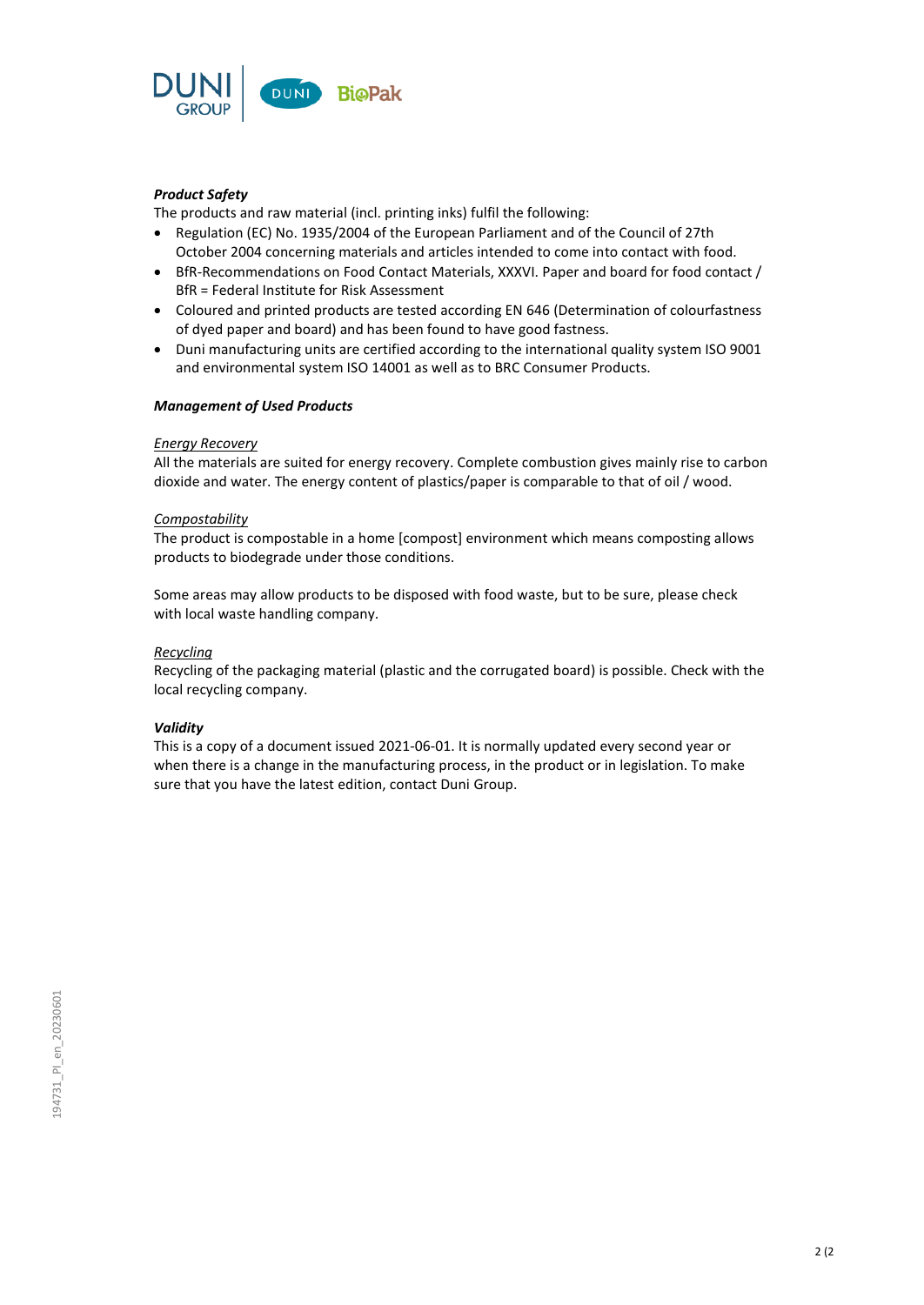***Product Safety***

The products and raw material (incl. printing inks) fulfil the following:

- Regulation (EC) No. 1935/2004 of the European Parliament and of the Council of 27th October 2004 concerning materials and articles intended to come into contact with food.
- BfR-Recommendations on Food Contact Materials, XXXVI. Paper and board for food contact / BfR = Federal Institute for Risk Assessment
- Coloured and printed products are tested according EN 646 (Determination of colourfastness of dyed paper and board) and has been found to have good fastness.
- Duni manufacturing units are certified according to the international quality system ISO 9001 and environmental system ISO 14001 as well as to BRC Consumer Products.

***Management of Used Products***

*Energy Recovery*

All the materials are suited for energy recovery. Complete combustion gives mainly rise to carbon dioxide and water. The energy content of plastics/paper is comparable to that of oil / wood.

*Compostability*

The product is compostable in a home [compost] environment which means composting allows products to biodegrade under those conditions.

Some areas may allow products to be disposed with food waste, but to be sure, please check with local waste handling company.

*Recycling*

Recycling of the packaging material (plastic and the corrugated board) is possible. Check with the local recycling company.

***Validity***

This is a copy of a document issued 2021-06-01. It is normally updated every second year or when there is a change in the manufacturing process, in the product or in legislation. To make sure that you have the latest edition, contact Duni Group.

194731_PI_en_20230601